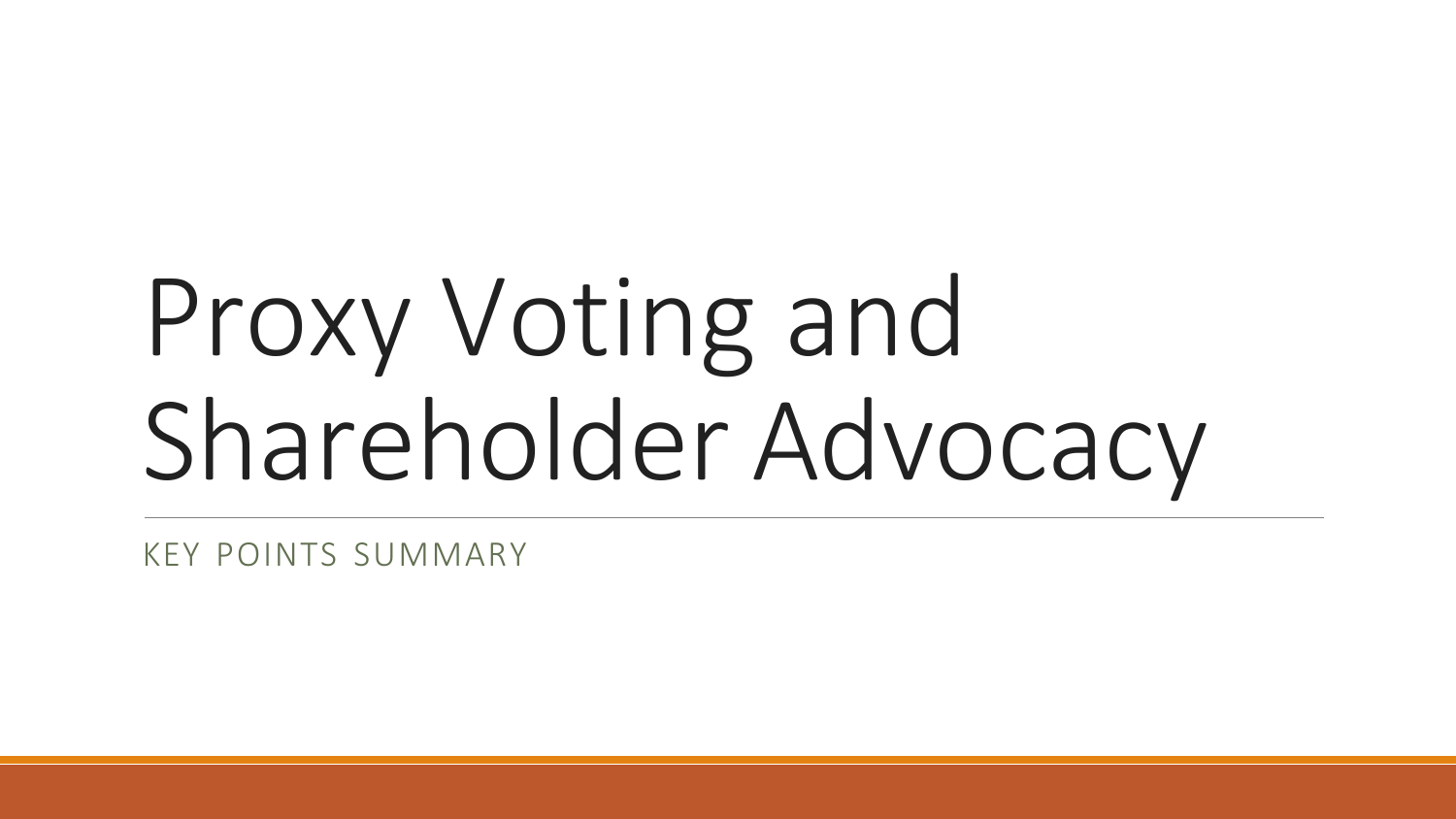# Proxy Voting and Shareholder Advocacy

KEY POINTS SUMMARY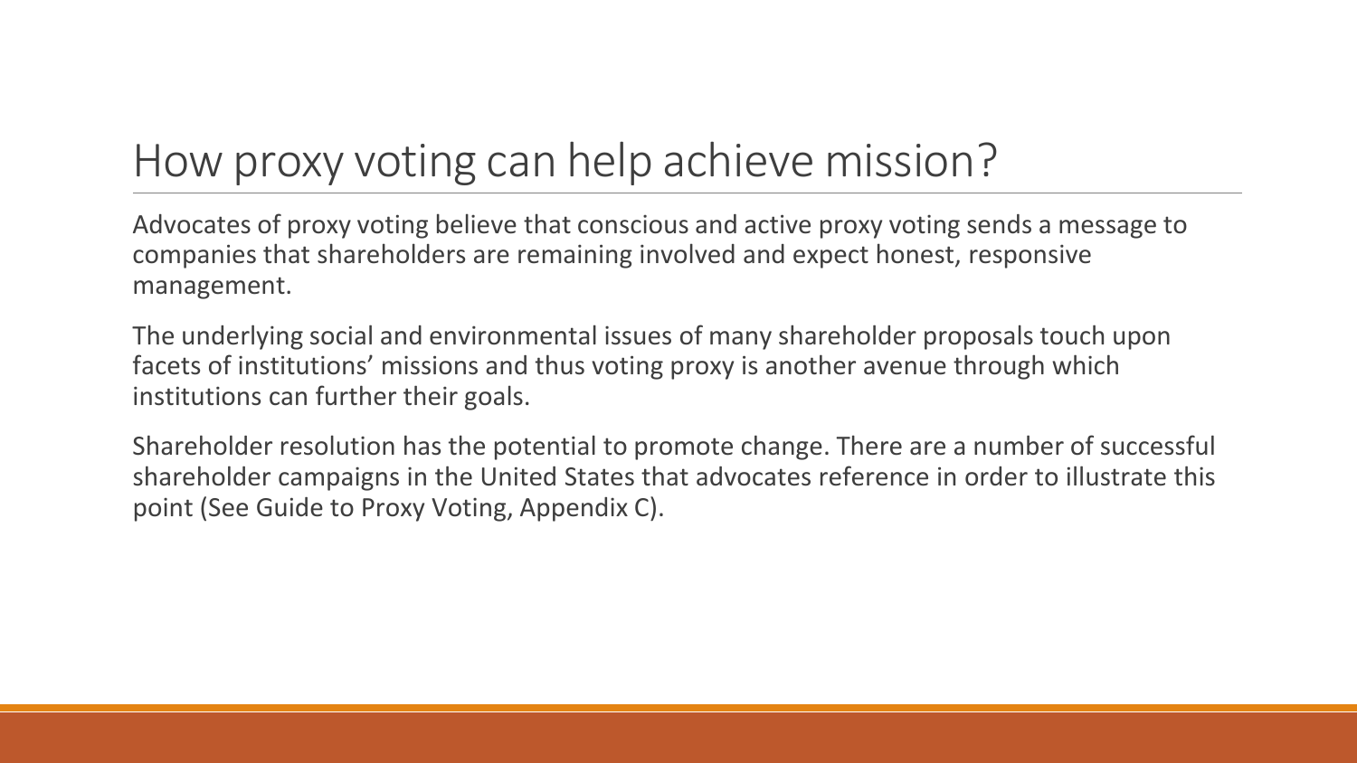# How proxy voting can help achieve mission?

Advocates of proxy voting believe that conscious and active proxy voting sends a message to companies that shareholders are remaining involved and expect honest, responsive management.

The underlying social and environmental issues of many shareholder proposals touch upon facets of institutions' missions and thus voting proxy is another avenue through which institutions can further their goals.

Shareholder resolution has the potential to promote change. There are a number of successful shareholder campaigns in the United States that advocates reference in order to illustrate this point (See Guide to Proxy Voting, Appendix C).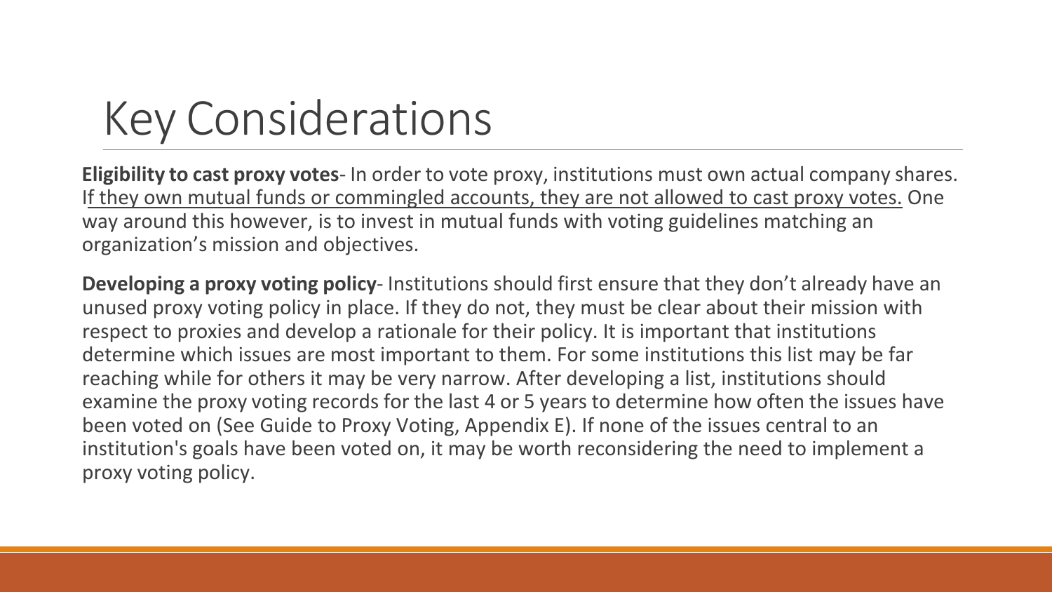# Key Considerations

**Eligibility to cast proxy votes**- In order to vote proxy, institutions must own actual company shares. If they own mutual funds or commingled accounts, they are not allowed to cast proxy votes. One way around this however, is to invest in mutual funds with voting guidelines matching an organization's mission and objectives.

**Developing a proxy voting policy**- Institutions should first ensure that they don't already have an unused proxy voting policy in place. If they do not, they must be clear about their mission with respect to proxies and develop a rationale for their policy. It is important that institutions determine which issues are most important to them. For some institutions this list may be far reaching while for others it may be very narrow. After developing a list, institutions should examine the proxy voting records for the last 4 or 5 years to determine how often the issues have been voted on (See Guide to Proxy Voting, Appendix E). If none of the issues central to an institution's goals have been voted on, it may be worth reconsidering the need to implement a proxy voting policy.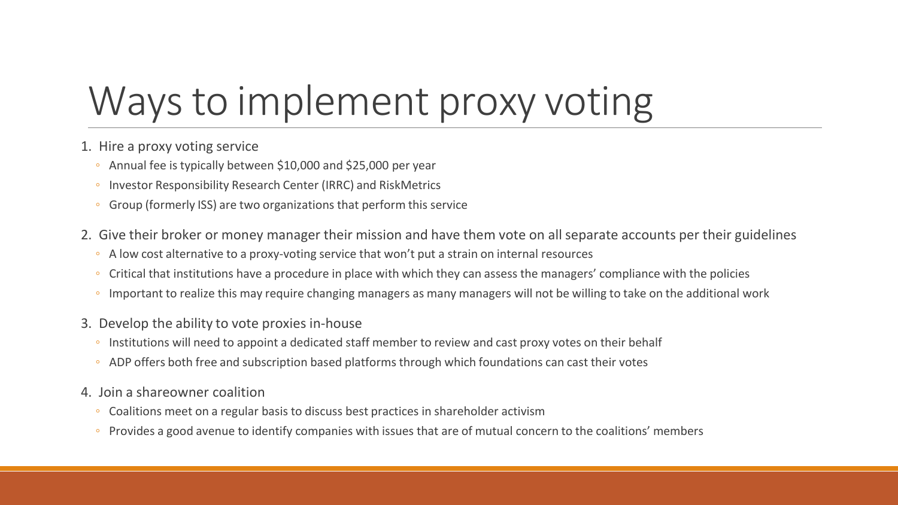# Ways to implement proxy voting

1. Hire a proxy voting service
   - Annual fee is typically between $10,000 and $25,000 per year
   - Investor Responsibility Research Center (IRRC) and RiskMetrics
   - Group (formerly ISS) are two organizations that perform this service
2. Give their broker or money manager their mission and have them vote on all separate accounts per their guidelines
   - A low cost alternative to a proxy-voting service that won't put a strain on internal resources
   - Critical that institutions have a procedure in place with which they can assess the managers' compliance with the policies
   - Important to realize this may require changing managers as many managers will not be willing to take on the additional work
3. Develop the ability to vote proxies in-house
   - Institutions will need to appoint a dedicated staff member to review and cast proxy votes on their behalf
   - ADP offers both free and subscription based platforms through which foundations can cast their votes
4. Join a shareowner coalition
   - Coalitions meet on a regular basis to discuss best practices in shareholder activism
   - Provides a good avenue to identify companies with issues that are of mutual concern to the coalitions' members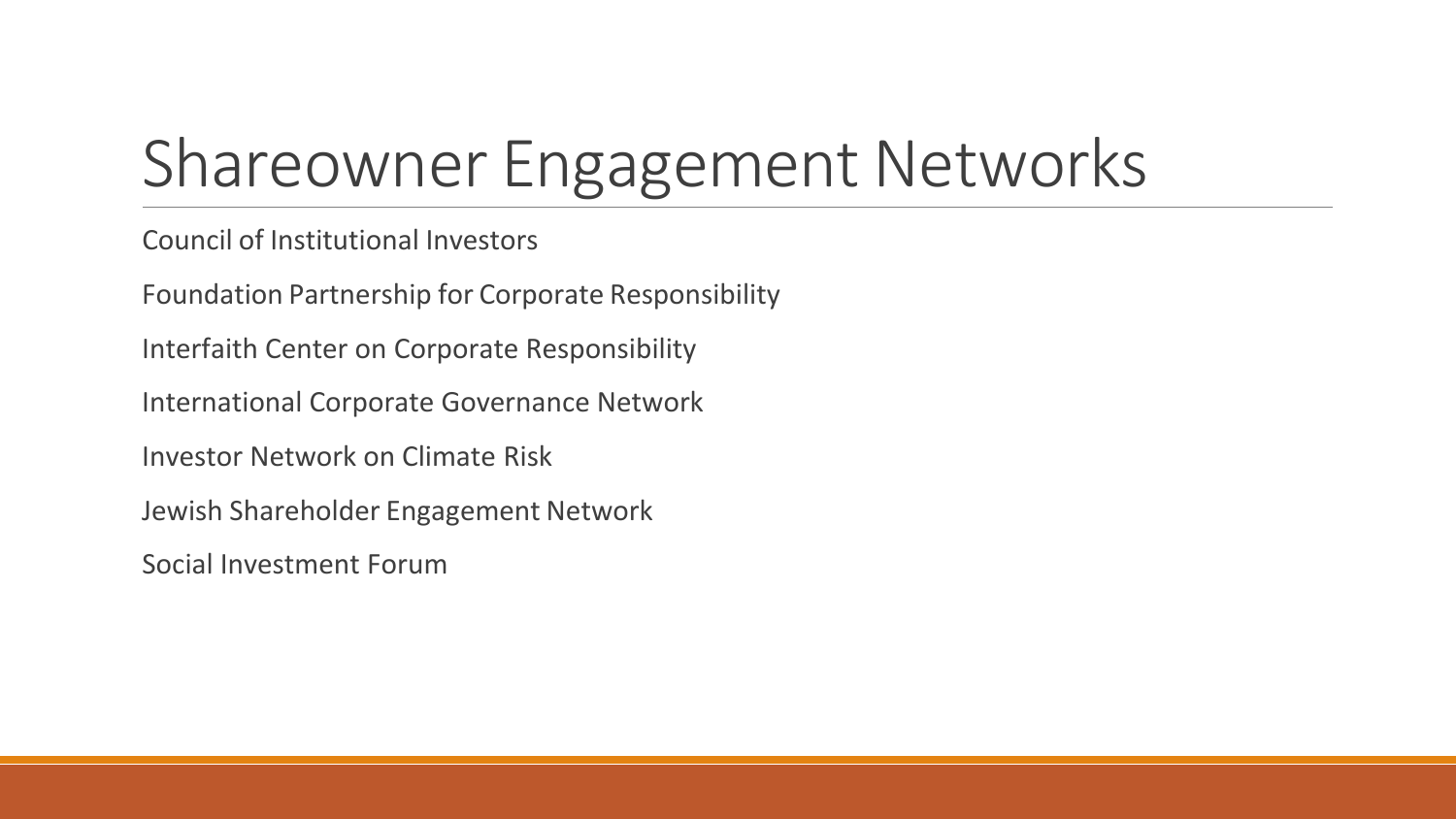# Shareowner Engagement Networks

Council of Institutional Investors

Foundation Partnership for Corporate Responsibility

Interfaith Center on Corporate Responsibility

International Corporate Governance Network

Investor Network on Climate Risk

Jewish Shareholder Engagement Network

Social Investment Forum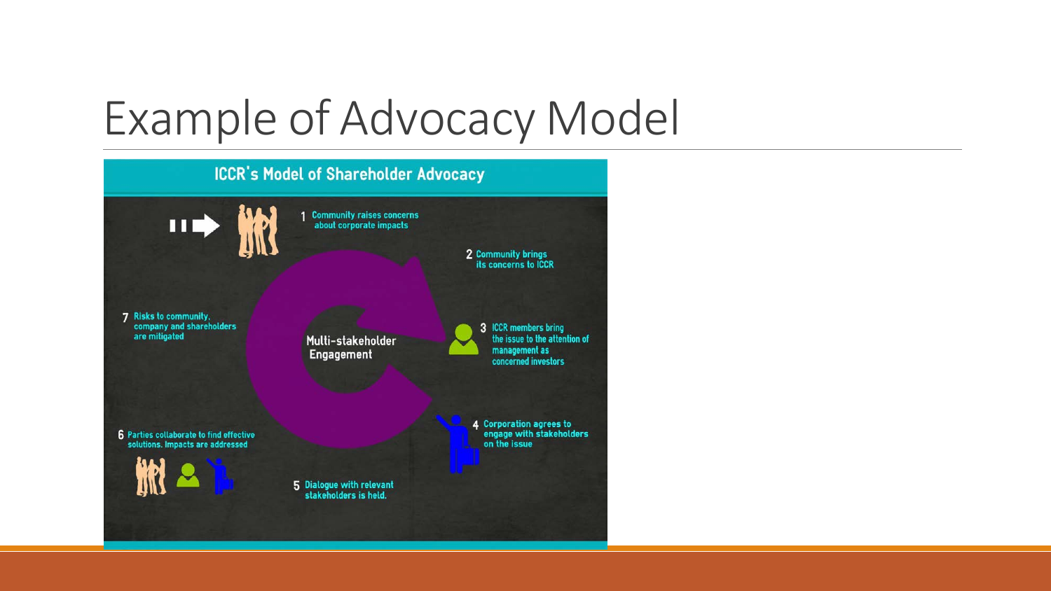# Example of Advocacy Model

## ICCR's Model of Shareholder Advocacy

Multi-stakeholder Engagement

1. Community raises concerns about corporate impacts
2. Community brings its concerns to ICCR
3. ICCR members bring the issue to the attention of management as concerned investors
4. Corporation agrees to engage with stakeholders on the issue
5. Dialogue with relevant stakeholders is held.
6. Parties collaborate to find effective solutions. Impacts are addressed
7. Risks to community, company and shareholders are mitigated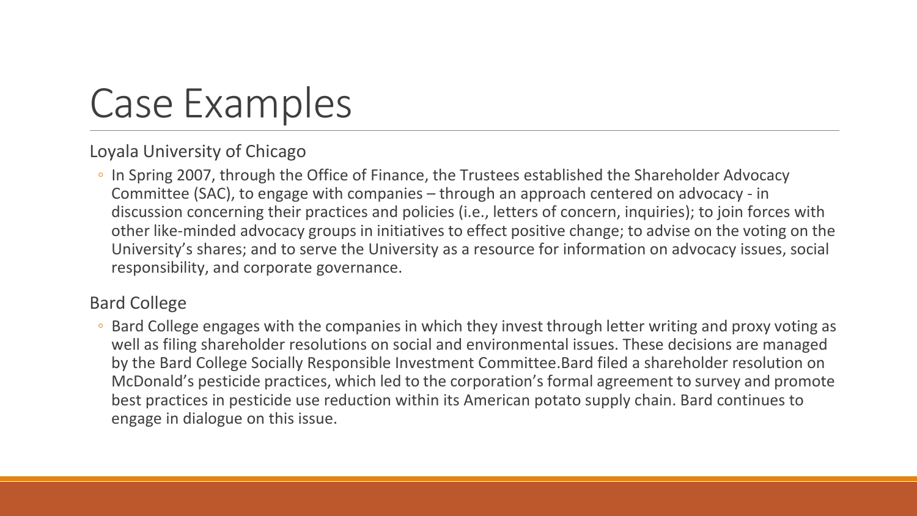# Case Examples

Loyala University of Chicago

- In Spring 2007, through the Office of Finance, the Trustees established the Shareholder Advocacy Committee (SAC), to engage with companies – through an approach centered on advocacy - in discussion concerning their practices and policies (i.e., letters of concern, inquiries); to join forces with other like-minded advocacy groups in initiatives to effect positive change; to advise on the voting on the University's shares; and to serve the University as a resource for information on advocacy issues, social responsibility, and corporate governance.

Bard College

- Bard College engages with the companies in which they invest through letter writing and proxy voting as well as filing shareholder resolutions on social and environmental issues. These decisions are managed by the Bard College Socially Responsible Investment Committee.Bard filed a shareholder resolution on McDonald's pesticide practices, which led to the corporation's formal agreement to survey and promote best practices in pesticide use reduction within its American potato supply chain. Bard continues to engage in dialogue on this issue.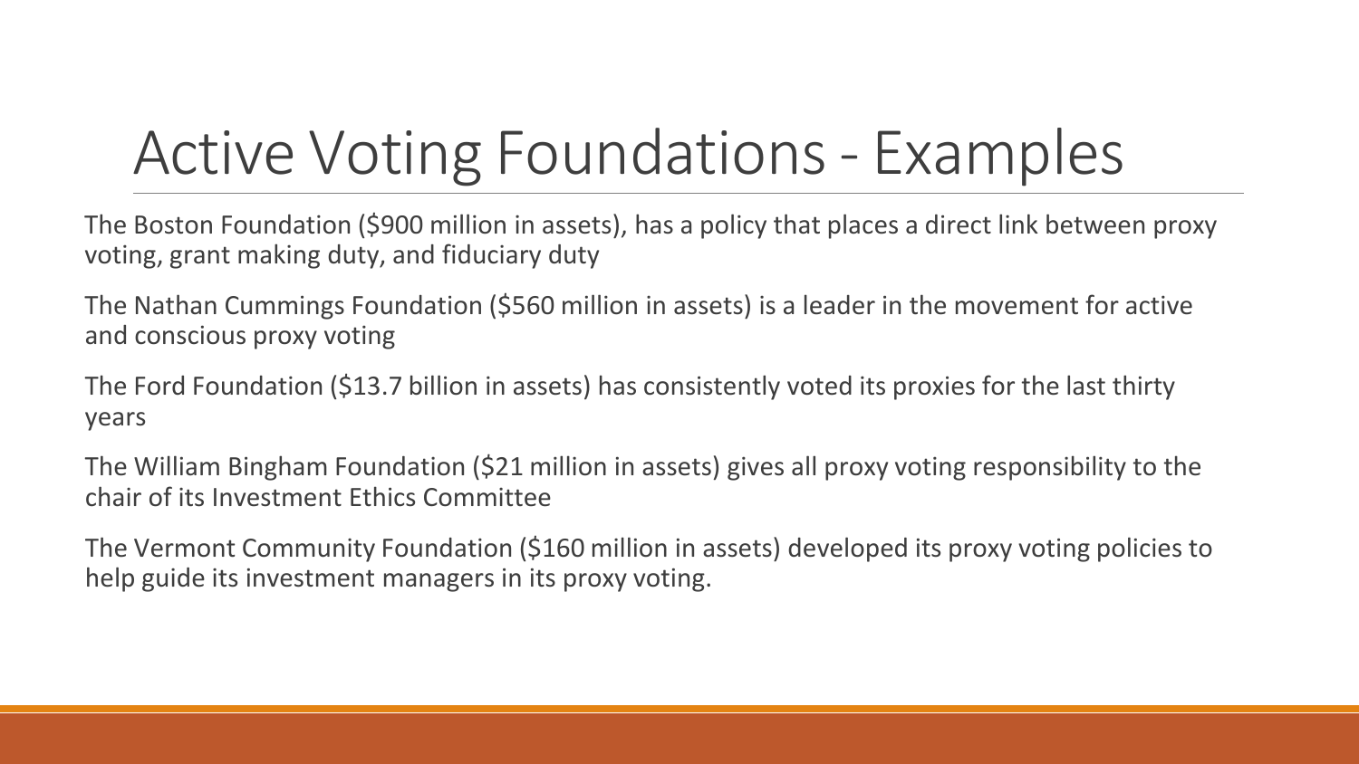# Active Voting Foundations - Examples

The Boston Foundation ($900 million in assets), has a policy that places a direct link between proxy voting, grant making duty, and fiduciary duty

The Nathan Cummings Foundation ($560 million in assets) is a leader in the movement for active and conscious proxy voting

The Ford Foundation ($13.7 billion in assets) has consistently voted its proxies for the last thirty years

The William Bingham Foundation ($21 million in assets) gives all proxy voting responsibility to the chair of its Investment Ethics Committee

The Vermont Community Foundation ($160 million in assets) developed its proxy voting policies to help guide its investment managers in its proxy voting.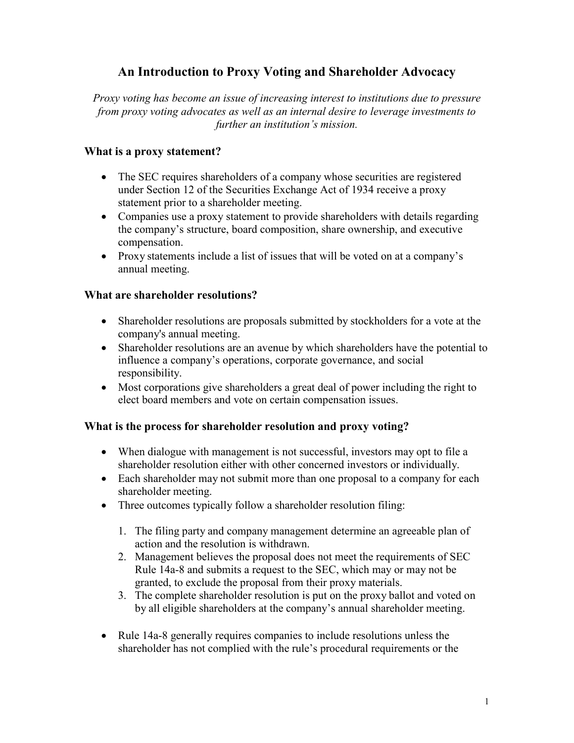# An Introduction to Proxy Voting and Shareholder Advocacy

*Proxy voting has become an issue of increasing interest to institutions due to pressure from proxy voting advocates as well as an internal desire to leverage investments to further an institution's mission.*

### What is a proxy statement?

- The SEC requires shareholders of a company whose securities are registered under Section 12 of the Securities Exchange Act of 1934 receive a proxy statement prior to a shareholder meeting.
- Companies use a proxy statement to provide shareholders with details regarding the company's structure, board composition, share ownership, and executive compensation.
- Proxy statements include a list of issues that will be voted on at a company's annual meeting.

### What are shareholder resolutions?

- Shareholder resolutions are proposals submitted by stockholders for a vote at the company's annual meeting.
- Shareholder resolutions are an avenue by which shareholders have the potential to influence a company's operations, corporate governance, and social responsibility.
- Most corporations give shareholders a great deal of power including the right to elect board members and vote on certain compensation issues.

### What is the process for shareholder resolution and proxy voting?

- When dialogue with management is not successful, investors may opt to file a shareholder resolution either with other concerned investors or individually.
- Each shareholder may not submit more than one proposal to a company for each shareholder meeting.
- Three outcomes typically follow a shareholder resolution filing:

  1. The filing party and company management determine an agreeable plan of action and the resolution is withdrawn.
  2. Management believes the proposal does not meet the requirements of SEC Rule 14a-8 and submits a request to the SEC, which may or may not be granted, to exclude the proposal from their proxy materials.
  3. The complete shareholder resolution is put on the proxy ballot and voted on by all eligible shareholders at the company's annual shareholder meeting.

- Rule 14a-8 generally requires companies to include resolutions unless the shareholder has not complied with the rule's procedural requirements or the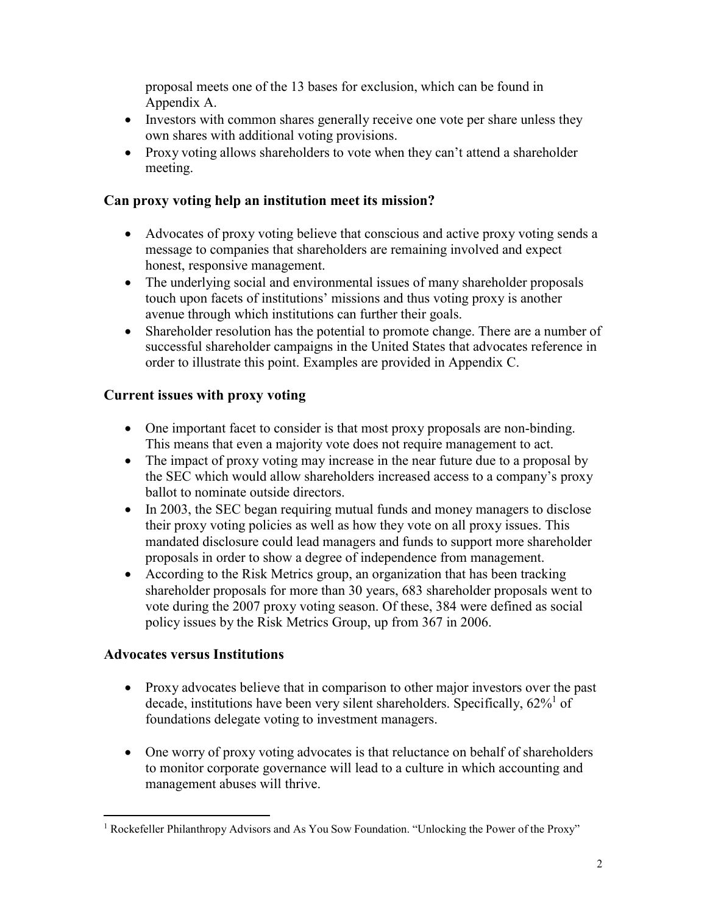proposal meets one of the 13 bases for exclusion, which can be found in Appendix A.

- Investors with common shares generally receive one vote per share unless they own shares with additional voting provisions.
- Proxy voting allows shareholders to vote when they can't attend a shareholder meeting.

## Can proxy voting help an institution meet its mission?

- Advocates of proxy voting believe that conscious and active proxy voting sends a message to companies that shareholders are remaining involved and expect honest, responsive management.
- The underlying social and environmental issues of many shareholder proposals touch upon facets of institutions' missions and thus voting proxy is another avenue through which institutions can further their goals.
- Shareholder resolution has the potential to promote change. There are a number of successful shareholder campaigns in the United States that advocates reference in order to illustrate this point. Examples are provided in Appendix C.

## Current issues with proxy voting

- One important facet to consider is that most proxy proposals are non-binding. This means that even a majority vote does not require management to act.
- The impact of proxy voting may increase in the near future due to a proposal by the SEC which would allow shareholders increased access to a company's proxy ballot to nominate outside directors.
- In 2003, the SEC began requiring mutual funds and money managers to disclose their proxy voting policies as well as how they vote on all proxy issues. This mandated disclosure could lead managers and funds to support more shareholder proposals in order to show a degree of independence from management.
- According to the Risk Metrics group, an organization that has been tracking shareholder proposals for more than 30 years, 683 shareholder proposals went to vote during the 2007 proxy voting season. Of these, 384 were defined as social policy issues by the Risk Metrics Group, up from 367 in 2006.

## Advocates versus Institutions

- Proxy advocates believe that in comparison to other major investors over the past decade, institutions have been very silent shareholders. Specifically, 62%[1] of foundations delegate voting to investment managers.

- One worry of proxy voting advocates is that reluctance on behalf of shareholders to monitor corporate governance will lead to a culture in which accounting and management abuses will thrive.

---

[1] Rockefeller Philanthropy Advisors and As You Sow Foundation. "Unlocking the Power of the Proxy"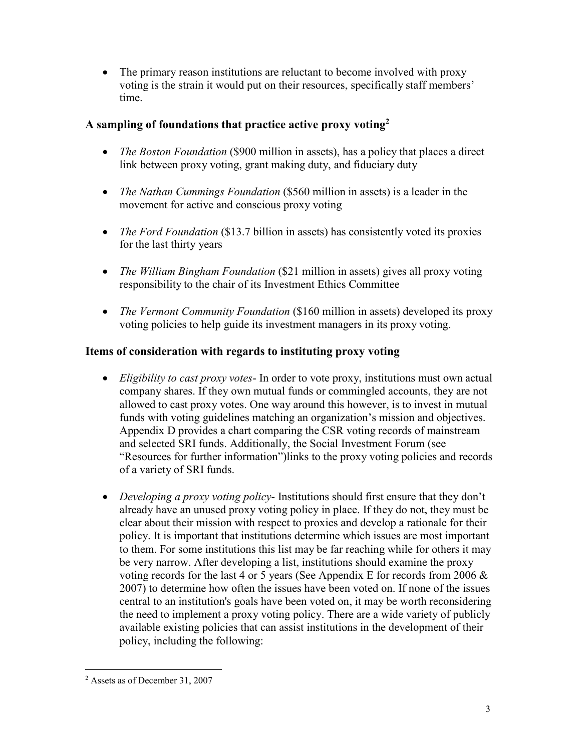- The primary reason institutions are reluctant to become involved with proxy voting is the strain it would put on their resources, specifically staff members' time.

### A sampling of foundations that practice active proxy voting[2]

- *The Boston Foundation* ($900 million in assets), has a policy that places a direct link between proxy voting, grant making duty, and fiduciary duty

- *The Nathan Cummings Foundation* ($560 million in assets) is a leader in the movement for active and conscious proxy voting

- *The Ford Foundation* ($13.7 billion in assets) has consistently voted its proxies for the last thirty years

- *The William Bingham Foundation* ($21 million in assets) gives all proxy voting responsibility to the chair of its Investment Ethics Committee

- *The Vermont Community Foundation* ($160 million in assets) developed its proxy voting policies to help guide its investment managers in its proxy voting.

### Items of consideration with regards to instituting proxy voting

- *Eligibility to cast proxy votes*- In order to vote proxy, institutions must own actual company shares. If they own mutual funds or commingled accounts, they are not allowed to cast proxy votes. One way around this however, is to invest in mutual funds with voting guidelines matching an organization's mission and objectives. Appendix D provides a chart comparing the CSR voting records of mainstream and selected SRI funds. Additionally, the Social Investment Forum (see "Resources for further information")links to the proxy voting policies and records of a variety of SRI funds.

- *Developing a proxy voting policy*- Institutions should first ensure that they don't already have an unused proxy voting policy in place. If they do not, they must be clear about their mission with respect to proxies and develop a rationale for their policy. It is important that institutions determine which issues are most important to them. For some institutions this list may be far reaching while for others it may be very narrow. After developing a list, institutions should examine the proxy voting records for the last 4 or 5 years (See Appendix E for records from 2006 & 2007) to determine how often the issues have been voted on. If none of the issues central to an institution's goals have been voted on, it may be worth reconsidering the need to implement a proxy voting policy. There are a wide variety of publicly available existing policies that can assist institutions in the development of their policy, including the following:

---

[2] Assets as of December 31, 2007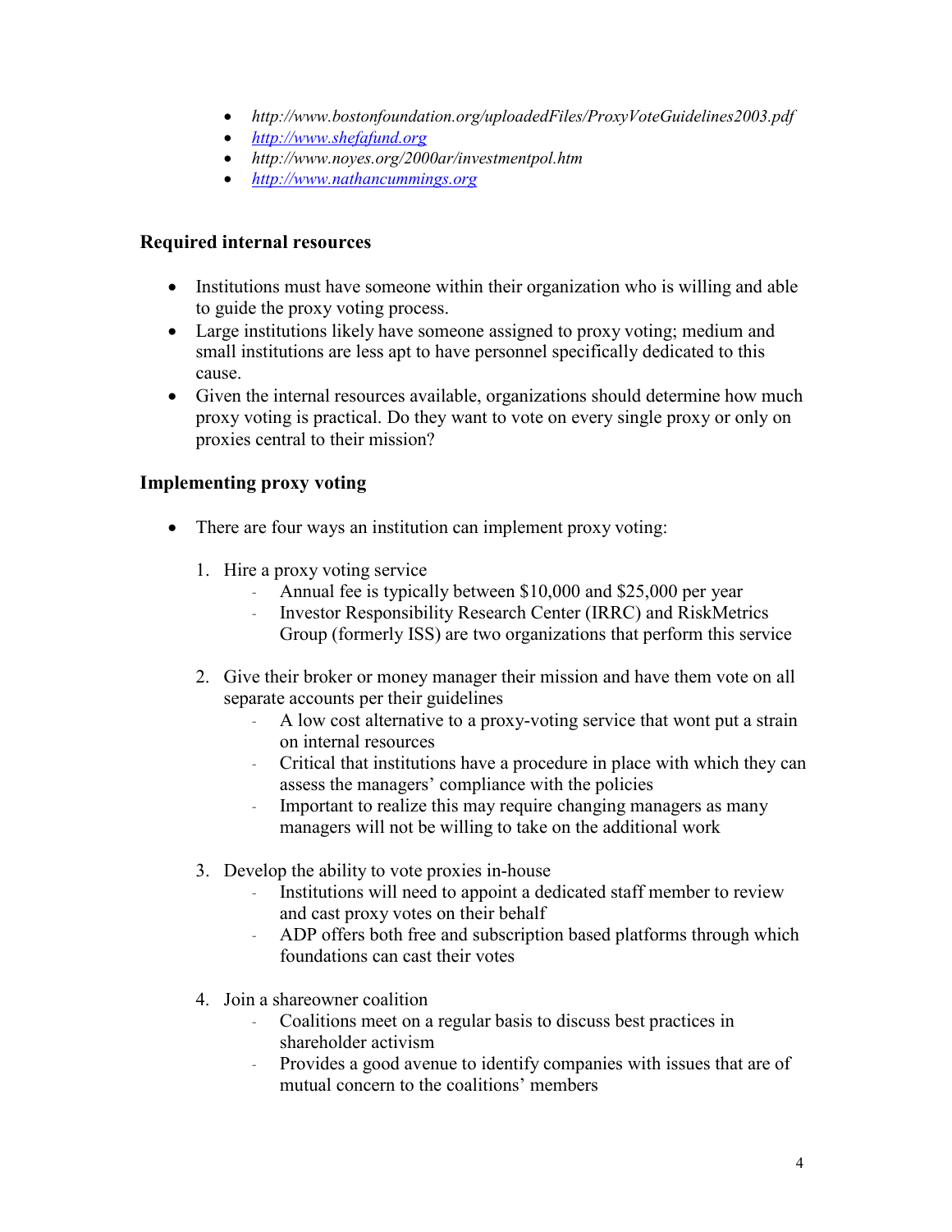- *http://www.bostonfoundation.org/uploadedFiles/ProxyVoteGuidelines2003.pdf*
- *http://www.shefafund.org*
- *http://www.noyes.org/2000ar/investmentpol.htm*
- *http://www.nathancummings.org*

### Required internal resources

- Institutions must have someone within their organization who is willing and able to guide the proxy voting process.
- Large institutions likely have someone assigned to proxy voting; medium and small institutions are less apt to have personnel specifically dedicated to this cause.
- Given the internal resources available, organizations should determine how much proxy voting is practical. Do they want to vote on every single proxy or only on proxies central to their mission?

### Implementing proxy voting

- There are four ways an institution can implement proxy voting:

  1. Hire a proxy voting service
     - Annual fee is typically between $10,000 and $25,000 per year
     - Investor Responsibility Research Center (IRRC) and RiskMetrics Group (formerly ISS) are two organizations that perform this service

  2. Give their broker or money manager their mission and have them vote on all separate accounts per their guidelines
     - A low cost alternative to a proxy-voting service that wont put a strain on internal resources
     - Critical that institutions have a procedure in place with which they can assess the managers' compliance with the policies
     - Important to realize this may require changing managers as many managers will not be willing to take on the additional work

  3. Develop the ability to vote proxies in-house
     - Institutions will need to appoint a dedicated staff member to review and cast proxy votes on their behalf
     - ADP offers both free and subscription based platforms through which foundations can cast their votes

  4. Join a shareowner coalition
     - Coalitions meet on a regular basis to discuss best practices in shareholder activism
     - Provides a good avenue to identify companies with issues that are of mutual concern to the coalitions' members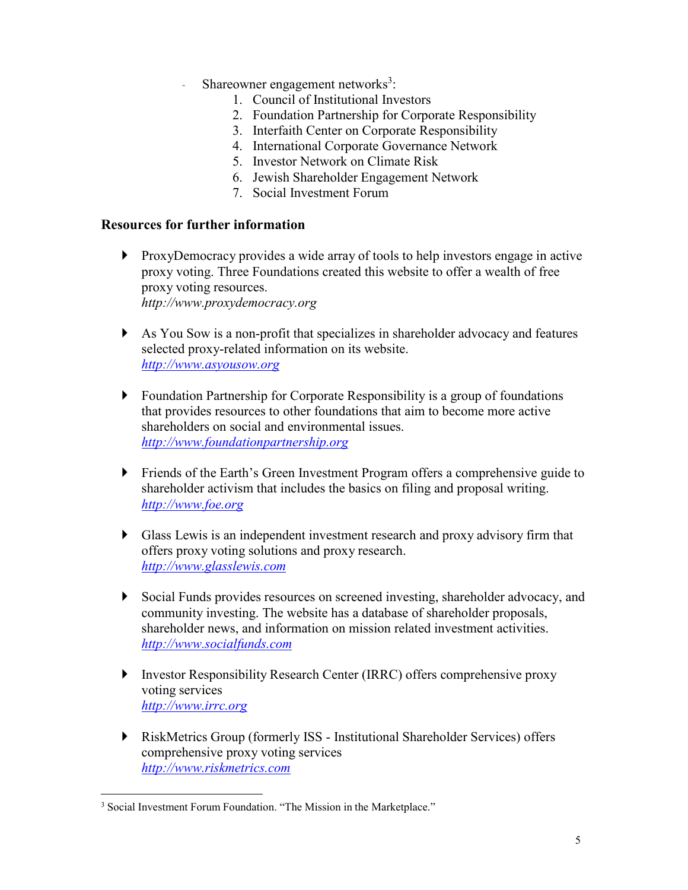- Shareowner engagement networks[3]:
  1. Council of Institutional Investors
  2. Foundation Partnership for Corporate Responsibility
  3. Interfaith Center on Corporate Responsibility
  4. International Corporate Governance Network
  5. Investor Network on Climate Risk
  6. Jewish Shareholder Engagement Network
  7. Social Investment Forum

**Resources for further information**

- ProxyDemocracy provides a wide array of tools to help investors engage in active proxy voting. Three Foundations created this website to offer a wealth of free proxy voting resources.
  *http://www.proxydemocracy.org*

- As You Sow is a non-profit that specializes in shareholder advocacy and features selected proxy-related information on its website.
  *http://www.asyousow.org*

- Foundation Partnership for Corporate Responsibility is a group of foundations that provides resources to other foundations that aim to become more active shareholders on social and environmental issues.
  *http://www.foundationpartnership.org*

- Friends of the Earth's Green Investment Program offers a comprehensive guide to shareholder activism that includes the basics on filing and proposal writing.
  *http://www.foe.org*

- Glass Lewis is an independent investment research and proxy advisory firm that offers proxy voting solutions and proxy research.
  *http://www.glasslewis.com*

- Social Funds provides resources on screened investing, shareholder advocacy, and community investing. The website has a database of shareholder proposals, shareholder news, and information on mission related investment activities.
  *http://www.socialfunds.com*

- Investor Responsibility Research Center (IRRC) offers comprehensive proxy voting services
  *http://www.irrc.org*

- RiskMetrics Group (formerly ISS - Institutional Shareholder Services) offers comprehensive proxy voting services
  *http://www.riskmetrics.com*

---

[3] Social Investment Forum Foundation. "The Mission in the Marketplace."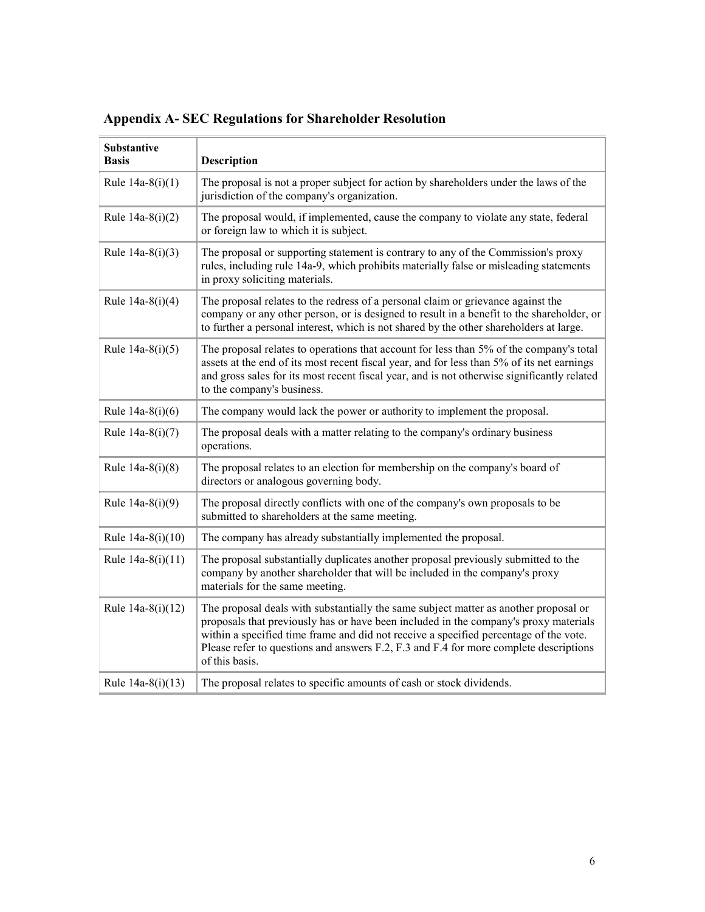## Appendix A- SEC Regulations for Shareholder Resolution

| Substantive Basis | Description |
|---|---|
| Rule 14a-8(i)(1) | The proposal is not a proper subject for action by shareholders under the laws of the jurisdiction of the company's organization. |
| Rule 14a-8(i)(2) | The proposal would, if implemented, cause the company to violate any state, federal or foreign law to which it is subject. |
| Rule 14a-8(i)(3) | The proposal or supporting statement is contrary to any of the Commission's proxy rules, including rule 14a-9, which prohibits materially false or misleading statements in proxy soliciting materials. |
| Rule 14a-8(i)(4) | The proposal relates to the redress of a personal claim or grievance against the company or any other person, or is designed to result in a benefit to the shareholder, or to further a personal interest, which is not shared by the other shareholders at large. |
| Rule 14a-8(i)(5) | The proposal relates to operations that account for less than 5% of the company's total assets at the end of its most recent fiscal year, and for less than 5% of its net earnings and gross sales for its most recent fiscal year, and is not otherwise significantly related to the company's business. |
| Rule 14a-8(i)(6) | The company would lack the power or authority to implement the proposal. |
| Rule 14a-8(i)(7) | The proposal deals with a matter relating to the company's ordinary business operations. |
| Rule 14a-8(i)(8) | The proposal relates to an election for membership on the company's board of directors or analogous governing body. |
| Rule 14a-8(i)(9) | The proposal directly conflicts with one of the company's own proposals to be submitted to shareholders at the same meeting. |
| Rule 14a-8(i)(10) | The company has already substantially implemented the proposal. |
| Rule 14a-8(i)(11) | The proposal substantially duplicates another proposal previously submitted to the company by another shareholder that will be included in the company's proxy materials for the same meeting. |
| Rule 14a-8(i)(12) | The proposal deals with substantially the same subject matter as another proposal or proposals that previously has or have been included in the company's proxy materials within a specified time frame and did not receive a specified percentage of the vote. Please refer to questions and answers F.2, F.3 and F.4 for more complete descriptions of this basis. |
| Rule 14a-8(i)(13) | The proposal relates to specific amounts of cash or stock dividends. |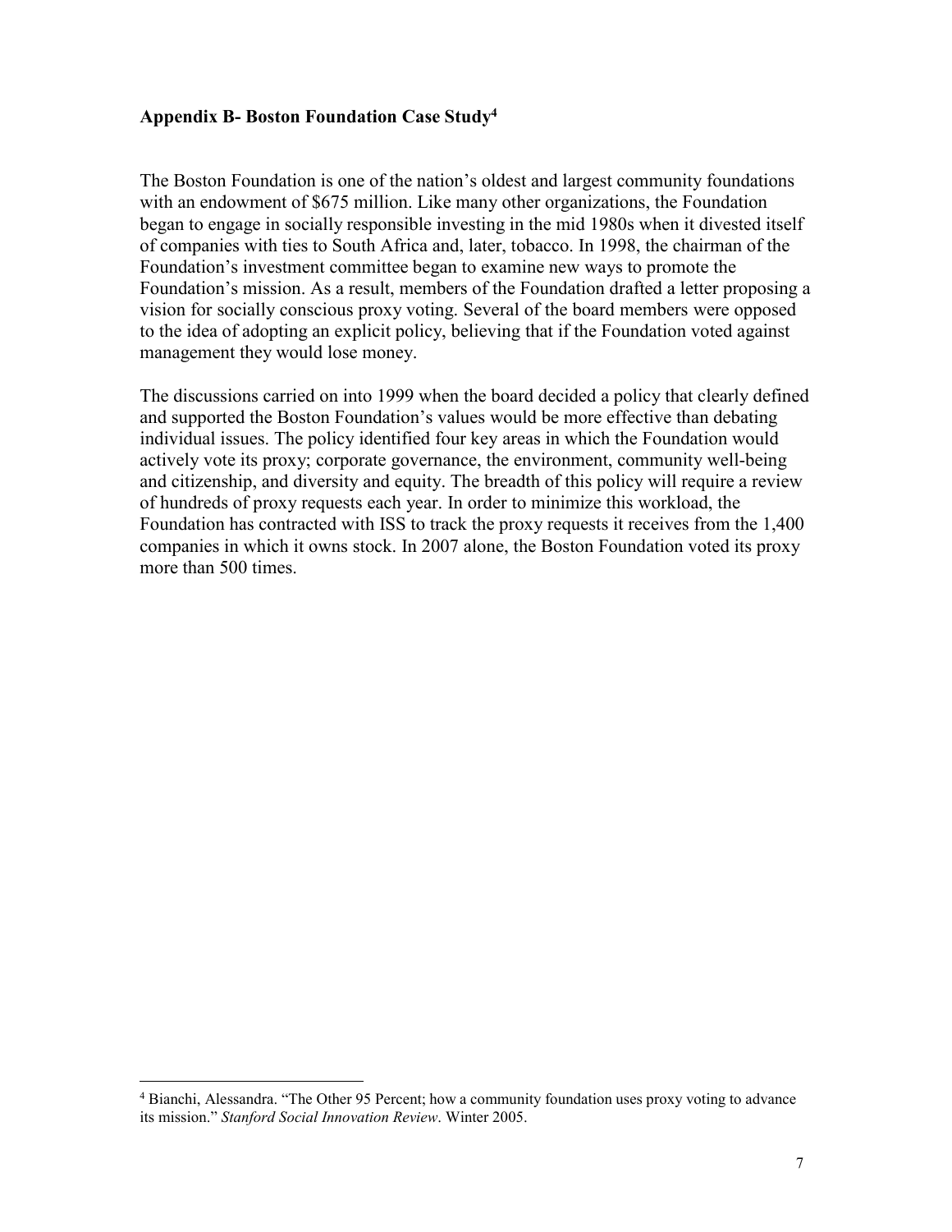### Appendix B- Boston Foundation Case Study[4]

The Boston Foundation is one of the nation's oldest and largest community foundations with an endowment of $675 million. Like many other organizations, the Foundation began to engage in socially responsible investing in the mid 1980s when it divested itself of companies with ties to South Africa and, later, tobacco. In 1998, the chairman of the Foundation's investment committee began to examine new ways to promote the Foundation's mission. As a result, members of the Foundation drafted a letter proposing a vision for socially conscious proxy voting. Several of the board members were opposed to the idea of adopting an explicit policy, believing that if the Foundation voted against management they would lose money.

The discussions carried on into 1999 when the board decided a policy that clearly defined and supported the Boston Foundation's values would be more effective than debating individual issues. The policy identified four key areas in which the Foundation would actively vote its proxy; corporate governance, the environment, community well-being and citizenship, and diversity and equity. The breadth of this policy will require a review of hundreds of proxy requests each year. In order to minimize this workload, the Foundation has contracted with ISS to track the proxy requests it receives from the 1,400 companies in which it owns stock. In 2007 alone, the Boston Foundation voted its proxy more than 500 times.

---

[4] Bianchi, Alessandra. "The Other 95 Percent; how a community foundation uses proxy voting to advance its mission." *Stanford Social Innovation Review*. Winter 2005.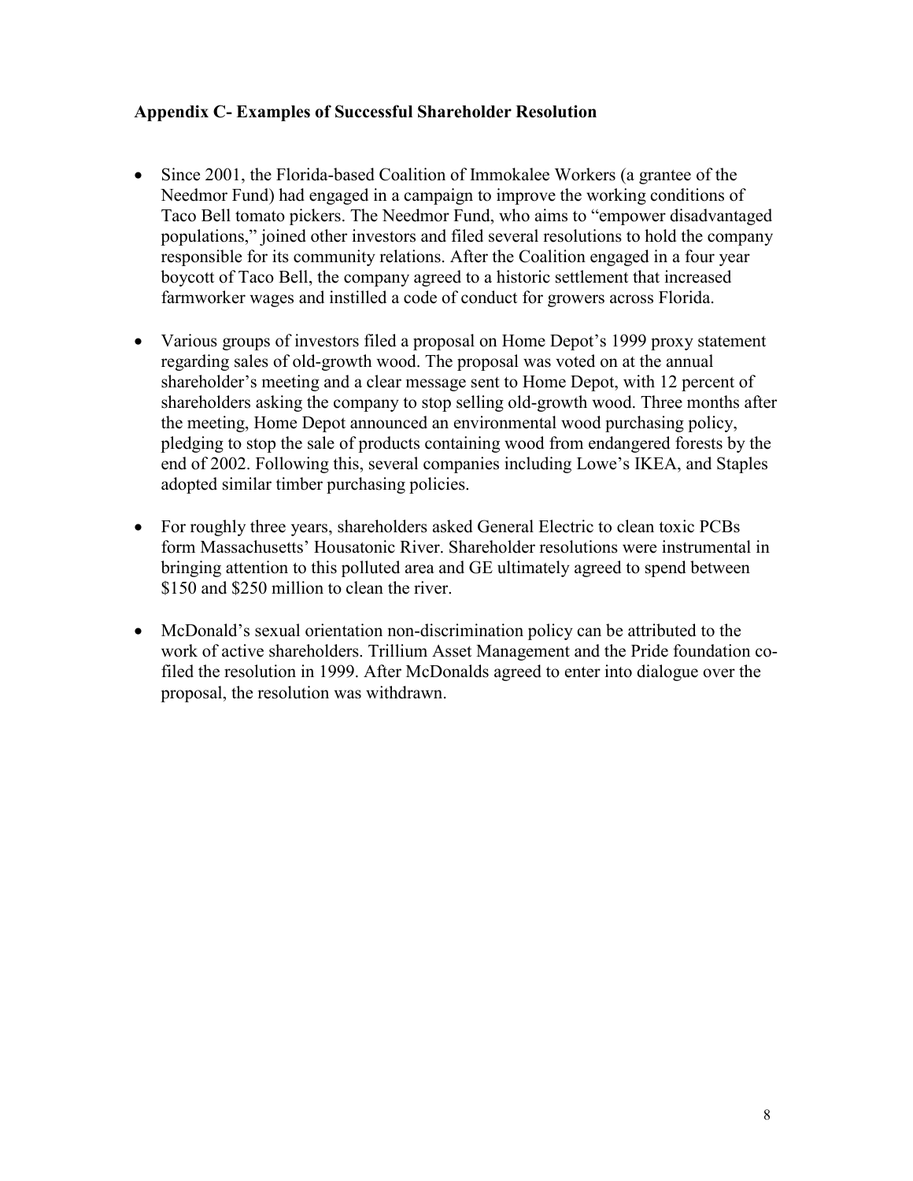## Appendix C- Examples of Successful Shareholder Resolution

- Since 2001, the Florida-based Coalition of Immokalee Workers (a grantee of the Needmor Fund) had engaged in a campaign to improve the working conditions of Taco Bell tomato pickers. The Needmor Fund, who aims to "empower disadvantaged populations," joined other investors and filed several resolutions to hold the company responsible for its community relations. After the Coalition engaged in a four year boycott of Taco Bell, the company agreed to a historic settlement that increased farmworker wages and instilled a code of conduct for growers across Florida.

- Various groups of investors filed a proposal on Home Depot's 1999 proxy statement regarding sales of old-growth wood. The proposal was voted on at the annual shareholder's meeting and a clear message sent to Home Depot, with 12 percent of shareholders asking the company to stop selling old-growth wood. Three months after the meeting, Home Depot announced an environmental wood purchasing policy, pledging to stop the sale of products containing wood from endangered forests by the end of 2002. Following this, several companies including Lowe's IKEA, and Staples adopted similar timber purchasing policies.

- For roughly three years, shareholders asked General Electric to clean toxic PCBs form Massachusetts' Housatonic River. Shareholder resolutions were instrumental in bringing attention to this polluted area and GE ultimately agreed to spend between \$150 and \$250 million to clean the river.

- McDonald's sexual orientation non-discrimination policy can be attributed to the work of active shareholders. Trillium Asset Management and the Pride foundation co-filed the resolution in 1999. After McDonalds agreed to enter into dialogue over the proposal, the resolution was withdrawn.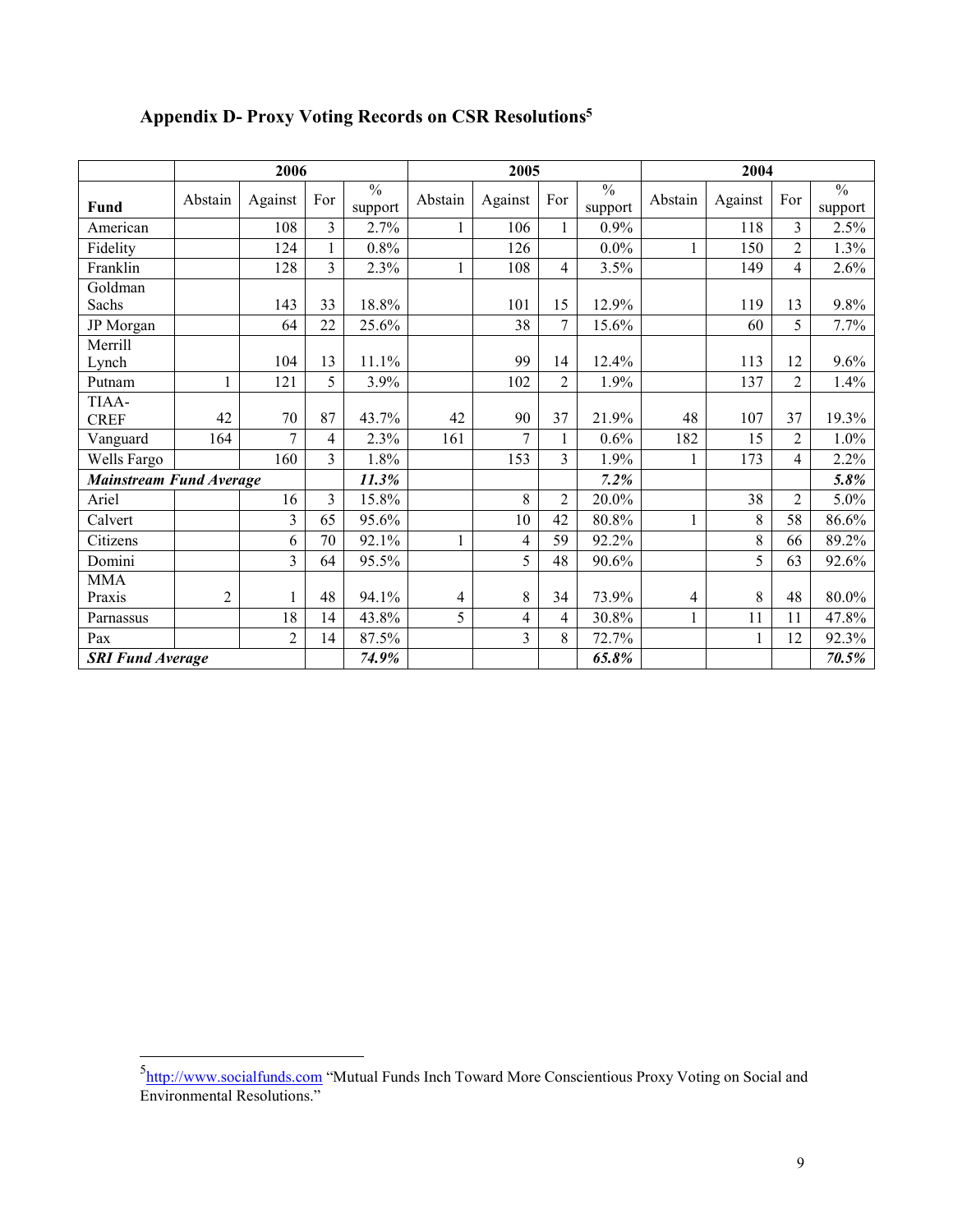## Appendix D- Proxy Voting Records on CSR Resolutions[5]

| | 2006 | | | | 2005 | | | | 2004 | | | |
|---|---|---|---|---|---|---|---|---|---|---|---|---|
| **Fund** | Abstain | Against | For | % support | Abstain | Against | For | % support | Abstain | Against | For | % support |
| American | | 108 | 3 | 2.7% | 1 | 106 | 1 | 0.9% | | 118 | 3 | 2.5% |
| Fidelity | | 124 | 1 | 0.8% | | 126 | | 0.0% | 1 | 150 | 2 | 1.3% |
| Franklin | | 128 | 3 | 2.3% | 1 | 108 | 4 | 3.5% | | 149 | 4 | 2.6% |
| Goldman Sachs | | 143 | 33 | 18.8% | | 101 | 15 | 12.9% | | 119 | 13 | 9.8% |
| JP Morgan | | 64 | 22 | 25.6% | | 38 | 7 | 15.6% | | 60 | 5 | 7.7% |
| Merrill Lynch | | 104 | 13 | 11.1% | | 99 | 14 | 12.4% | | 113 | 12 | 9.6% |
| Putnam | 1 | 121 | 5 | 3.9% | | 102 | 2 | 1.9% | | 137 | 2 | 1.4% |
| TIAA-CREF | 42 | 70 | 87 | 43.7% | 42 | 90 | 37 | 21.9% | 48 | 107 | 37 | 19.3% |
| Vanguard | 164 | 7 | 4 | 2.3% | 161 | 7 | 1 | 0.6% | 182 | 15 | 2 | 1.0% |
| Wells Fargo | | 160 | 3 | 1.8% | | 153 | 3 | 1.9% | 1 | 173 | 4 | 2.2% |
| ***Mainstream Fund Average*** | | | | ***11.3%*** | | | | ***7.2%*** | | | | ***5.8%*** |
| Ariel | | 16 | 3 | 15.8% | | 8 | 2 | 20.0% | | 38 | 2 | 5.0% |
| Calvert | | 3 | 65 | 95.6% | | 10 | 42 | 80.8% | 1 | 8 | 58 | 86.6% |
| Citizens | | 6 | 70 | 92.1% | 1 | 4 | 59 | 92.2% | | 8 | 66 | 89.2% |
| Domini | | 3 | 64 | 95.5% | | 5 | 48 | 90.6% | | 5 | 63 | 92.6% |
| MMA Praxis | 2 | 1 | 48 | 94.1% | 4 | 8 | 34 | 73.9% | 4 | 8 | 48 | 80.0% |
| Parnassus | | 18 | 14 | 43.8% | 5 | 4 | 4 | 30.8% | 1 | 11 | 11 | 47.8% |
| Pax | | 2 | 14 | 87.5% | | 3 | 8 | 72.7% | | 1 | 12 | 92.3% |
| ***SRI Fund Average*** | | | | ***74.9%*** | | | | ***65.8%*** | | | | ***70.5%*** |

[5] http://www.socialfunds.com "Mutual Funds Inch Toward More Conscientious Proxy Voting on Social and Environmental Resolutions."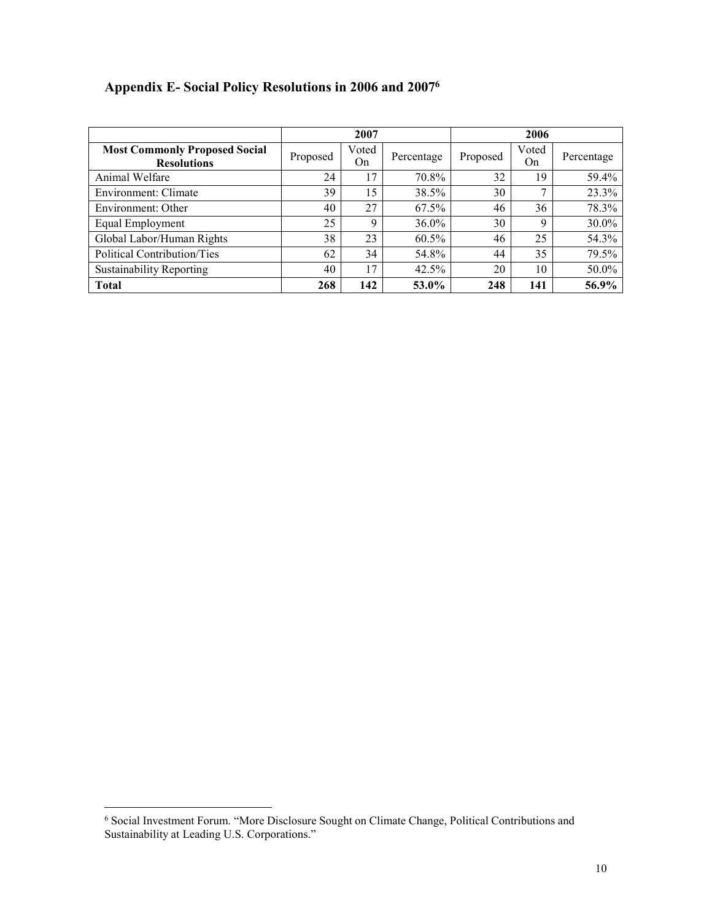## Appendix E- Social Policy Resolutions in 2006 and 2007[6]

| | 2007 | | | 2006 | | |
|---|---|---|---|---|---|---|
| **Most Commonly Proposed Social Resolutions** | Proposed | Voted On | Percentage | Proposed | Voted On | Percentage |
| Animal Welfare | 24 | 17 | 70.8% | 32 | 19 | 59.4% |
| Environment: Climate | 39 | 15 | 38.5% | 30 | 7 | 23.3% |
| Environment: Other | 40 | 27 | 67.5% | 46 | 36 | 78.3% |
| Equal Employment | 25 | 9 | 36.0% | 30 | 9 | 30.0% |
| Global Labor/Human Rights | 38 | 23 | 60.5% | 46 | 25 | 54.3% |
| Political Contribution/Ties | 62 | 34 | 54.8% | 44 | 35 | 79.5% |
| Sustainability Reporting | 40 | 17 | 42.5% | 20 | 10 | 50.0% |
| **Total** | **268** | **142** | **53.0%** | **248** | **141** | **56.9%** |

[6] Social Investment Forum. "More Disclosure Sought on Climate Change, Political Contributions and Sustainability at Leading U.S. Corporations."